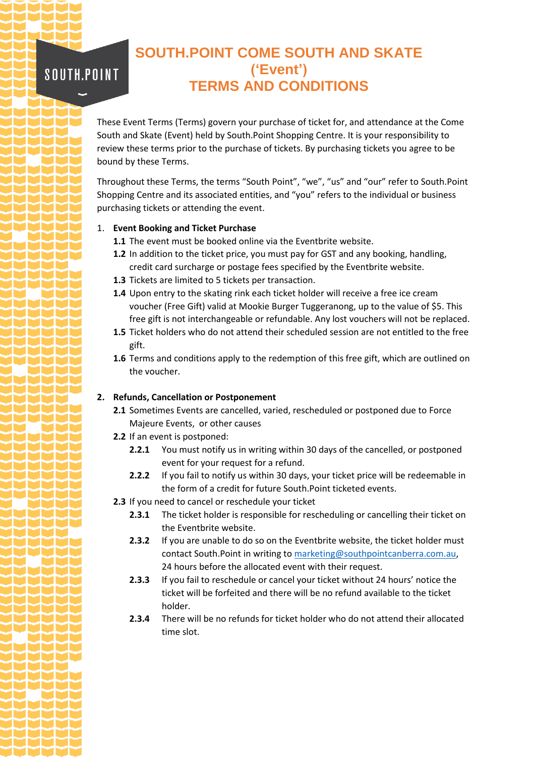# SOUTH.POINT COME SOUTH AND SKATE ('Event') TERMS AND CONDITIONS

These Event Terms (Terms) govern your purchase of ticket for, and attendance at the Come South and Skate (Event) held by South.Point Shopping Centre. It is your responsibility to review these terms prior to the purchase of tickets. By purchasing tickets you agree to be bound by these Terms.

Throughout these Terms, the terms "South Point", "we", "us" and "our" refer to South.Point Shopping Centre and its associated entities, and "you" refers to the individual or business purchasing tickets or attending the event.

1. **Event Booking and Ticket Purchase**
   - **1.1** The event must be booked online via the Eventbrite website.
   - **1.2** In addition to the ticket price, you must pay for GST and any booking, handling, credit card surcharge or postage fees specified by the Eventbrite website.
   - **1.3** Tickets are limited to 5 tickets per transaction.
   - **1.4** Upon entry to the skating rink each ticket holder will receive a free ice cream voucher (Free Gift) valid at Mookie Burger Tuggeranong, up to the value of $5. This free gift is not interchangeable or refundable. Any lost vouchers will not be replaced.
   - **1.5** Ticket holders who do not attend their scheduled session are not entitled to the free gift.
   - **1.6** Terms and conditions apply to the redemption of this free gift, which are outlined on the voucher.

2. **Refunds, Cancellation or Postponement**
   - **2.1** Sometimes Events are cancelled, varied, rescheduled or postponed due to Force Majeure Events, or other causes
   - **2.2** If an event is postponed:
     - **2.2.1** You must notify us in writing within 30 days of the cancelled, or postponed event for your request for a refund.
     - **2.2.2** If you fail to notify us within 30 days, your ticket price will be redeemable in the form of a credit for future South.Point ticketed events.
   - **2.3** If you need to cancel or reschedule your ticket
     - **2.3.1** The ticket holder is responsible for rescheduling or cancelling their ticket on the Eventbrite website.
     - **2.3.2** If you are unable to do so on the Eventbrite website, the ticket holder must contact South.Point in writing to marketing@southpointcanberra.com.au, 24 hours before the allocated event with their request.
     - **2.3.3** If you fail to reschedule or cancel your ticket without 24 hours' notice the ticket will be forfeited and there will be no refund available to the ticket holder.
     - **2.3.4** There will be no refunds for ticket holder who do not attend their allocated time slot.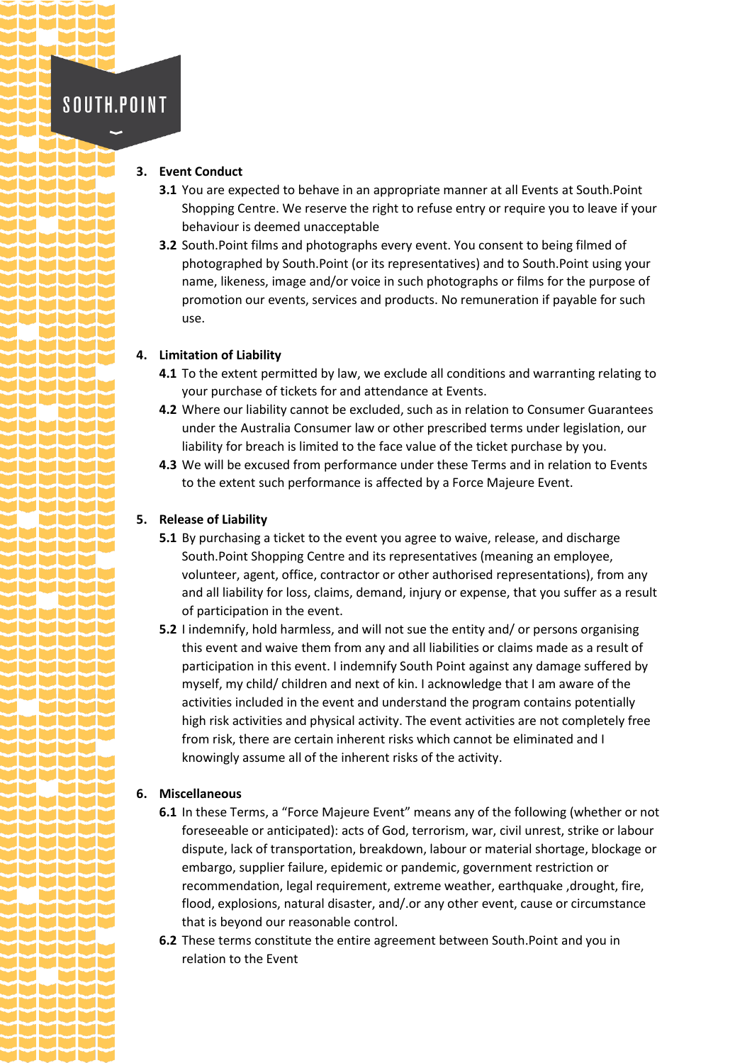## 3. Event Conduct

**3.1** You are expected to behave in an appropriate manner at all Events at South.Point Shopping Centre. We reserve the right to refuse entry or require you to leave if your behaviour is deemed unacceptable

**3.2** South.Point films and photographs every event. You consent to being filmed of photographed by South.Point (or its representatives) and to South.Point using your name, likeness, image and/or voice in such photographs or films for the purpose of promotion our events, services and products. No remuneration if payable for such use.

## 4. Limitation of Liability

**4.1** To the extent permitted by law, we exclude all conditions and warranting relating to your purchase of tickets for and attendance at Events.

**4.2** Where our liability cannot be excluded, such as in relation to Consumer Guarantees under the Australia Consumer law or other prescribed terms under legislation, our liability for breach is limited to the face value of the ticket purchase by you.

**4.3** We will be excused from performance under these Terms and in relation to Events to the extent such performance is affected by a Force Majeure Event.

## 5. Release of Liability

**5.1** By purchasing a ticket to the event you agree to waive, release, and discharge South.Point Shopping Centre and its representatives (meaning an employee, volunteer, agent, office, contractor or other authorised representations), from any and all liability for loss, claims, demand, injury or expense, that you suffer as a result of participation in the event.

**5.2** I indemnify, hold harmless, and will not sue the entity and/ or persons organising this event and waive them from any and all liabilities or claims made as a result of participation in this event. I indemnify South Point against any damage suffered by myself, my child/ children and next of kin. I acknowledge that I am aware of the activities included in the event and understand the program contains potentially high risk activities and physical activity. The event activities are not completely free from risk, there are certain inherent risks which cannot be eliminated and I knowingly assume all of the inherent risks of the activity.

## 6. Miscellaneous

**6.1** In these Terms, a "Force Majeure Event" means any of the following (whether or not foreseeable or anticipated): acts of God, terrorism, war, civil unrest, strike or labour dispute, lack of transportation, breakdown, labour or material shortage, blockage or embargo, supplier failure, epidemic or pandemic, government restriction or recommendation, legal requirement, extreme weather, earthquake ,drought, fire, flood, explosions, natural disaster, and/.or any other event, cause or circumstance that is beyond our reasonable control.

**6.2** These terms constitute the entire agreement between South.Point and you in relation to the Event